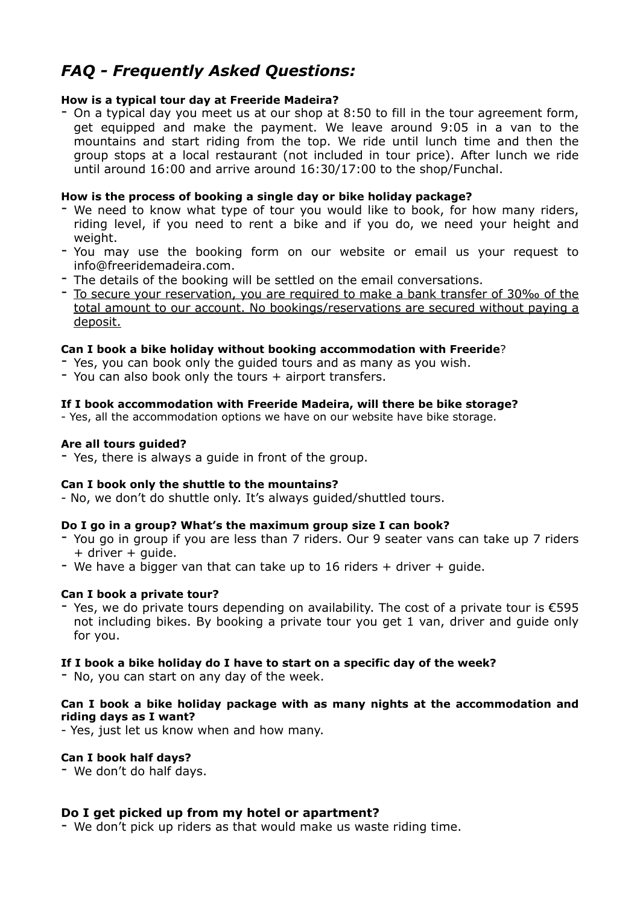# *FAQ - Frequently Asked Questions:*

**How is a typical tour day at Freeride Madeira?**

- On a typical day you meet us at our shop at 8:50 to fill in the tour agreement form, get equipped and make the payment. We leave around 9:05 in a van to the mountains and start riding from the top. We ride until lunch time and then the group stops at a local restaurant (not included in tour price). After lunch we ride until around 16:00 and arrive around 16:30/17:00 to the shop/Funchal.

**How is the process of booking a single day or bike holiday package?**

- We need to know what type of tour you would like to book, for how many riders, riding level, if you need to rent a bike and if you do, we need your height and weight.
- You may use the booking form on our website or email us your request to info@freeridemadeira.com.
- The details of the booking will be settled on the email conversations.
- <u>To secure your reservation, you are required to make a bank transfer of 30‰ of the total amount to our account. No bookings/reservations are secured without paying a deposit.</u>

**Can I book a bike holiday without booking accommodation with Freeride**?

- Yes, you can book only the guided tours and as many as you wish.
- You can also book only the tours + airport transfers.

**If I book accommodation with Freeride Madeira, will there be bike storage?**

- Yes, all the accommodation options we have on our website have bike storage.

**Are all tours guided?**

- Yes, there is always a guide in front of the group.

**Can I book only the shuttle to the mountains?**

- No, we don't do shuttle only. It's always guided/shuttled tours.

**Do I go in a group? What's the maximum group size I can book?**

- You go in group if you are less than 7 riders. Our 9 seater vans can take up 7 riders + driver + guide.
- We have a bigger van that can take up to 16 riders + driver + guide.

**Can I book a private tour?**

- Yes, we do private tours depending on availability. The cost of a private tour is €595 not including bikes. By booking a private tour you get 1 van, driver and guide only for you.

**If I book a bike holiday do I have to start on a specific day of the week?**

- No, you can start on any day of the week.

**Can I book a bike holiday package with as many nights at the accommodation and riding days as I want?**

- Yes, just let us know when and how many.

**Can I book half days?**

- We don't do half days.

### Do I get picked up from my hotel or apartment?

- We don't pick up riders as that would make us waste riding time.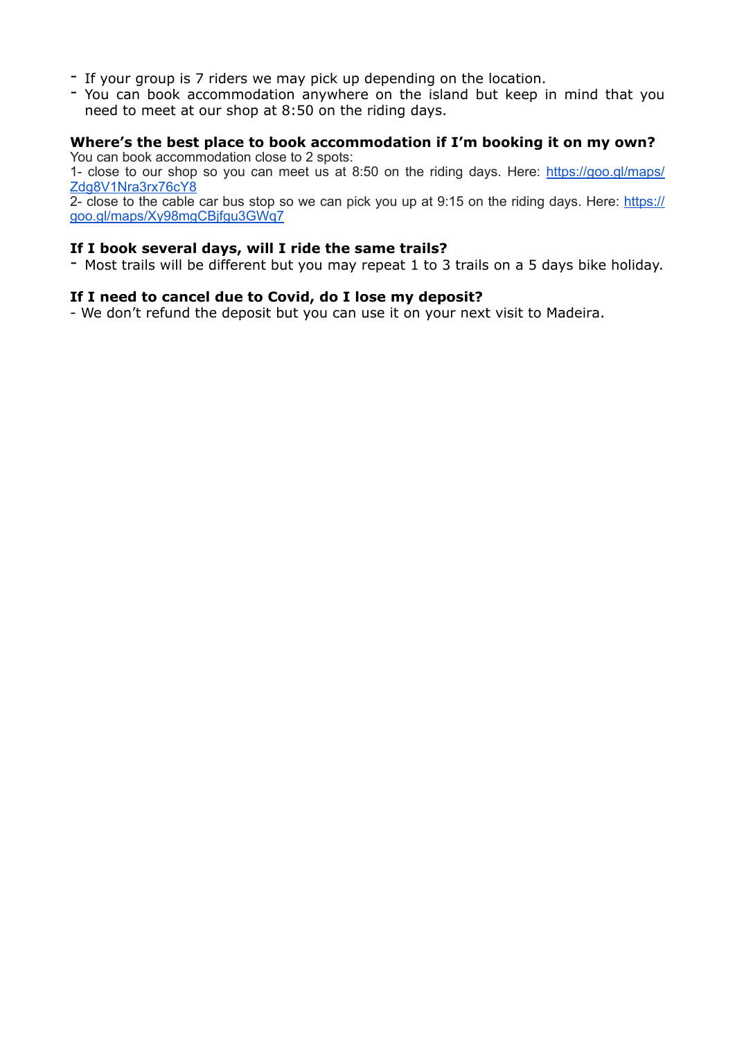- If your group is 7 riders we may pick up depending on the location.
- You can book accommodation anywhere on the island but keep in mind that you need to meet at our shop at 8:50 on the riding days.

**Where's the best place to book accommodation if I'm booking it on my own?**
You can book accommodation close to 2 spots:
1- close to our shop so you can meet us at 8:50 on the riding days. Here: https://goo.gl/maps/Zdg8V1Nra3rx76cY8
2- close to the cable car bus stop so we can pick you up at 9:15 on the riding days. Here: https://goo.gl/maps/Xy98mgCBjfgu3GWg7

**If I book several days, will I ride the same trails?**
- Most trails will be different but you may repeat 1 to 3 trails on a 5 days bike holiday.

**If I need to cancel due to Covid, do I lose my deposit?**
- We don't refund the deposit but you can use it on your next visit to Madeira.